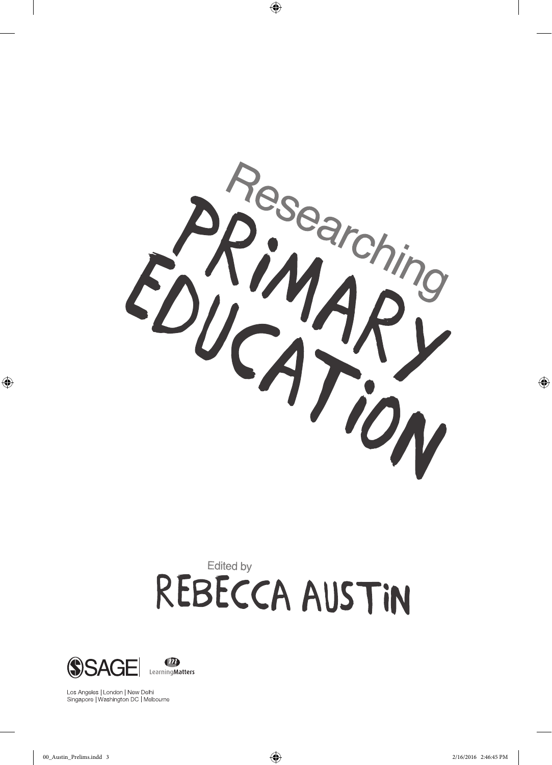# Researching Primary Education

Edited by

**REBECCA AUSTIN**

SAGE | LearningMatters

Los Angeles | London | New Delhi
Singapore | Washington DC | Melbourne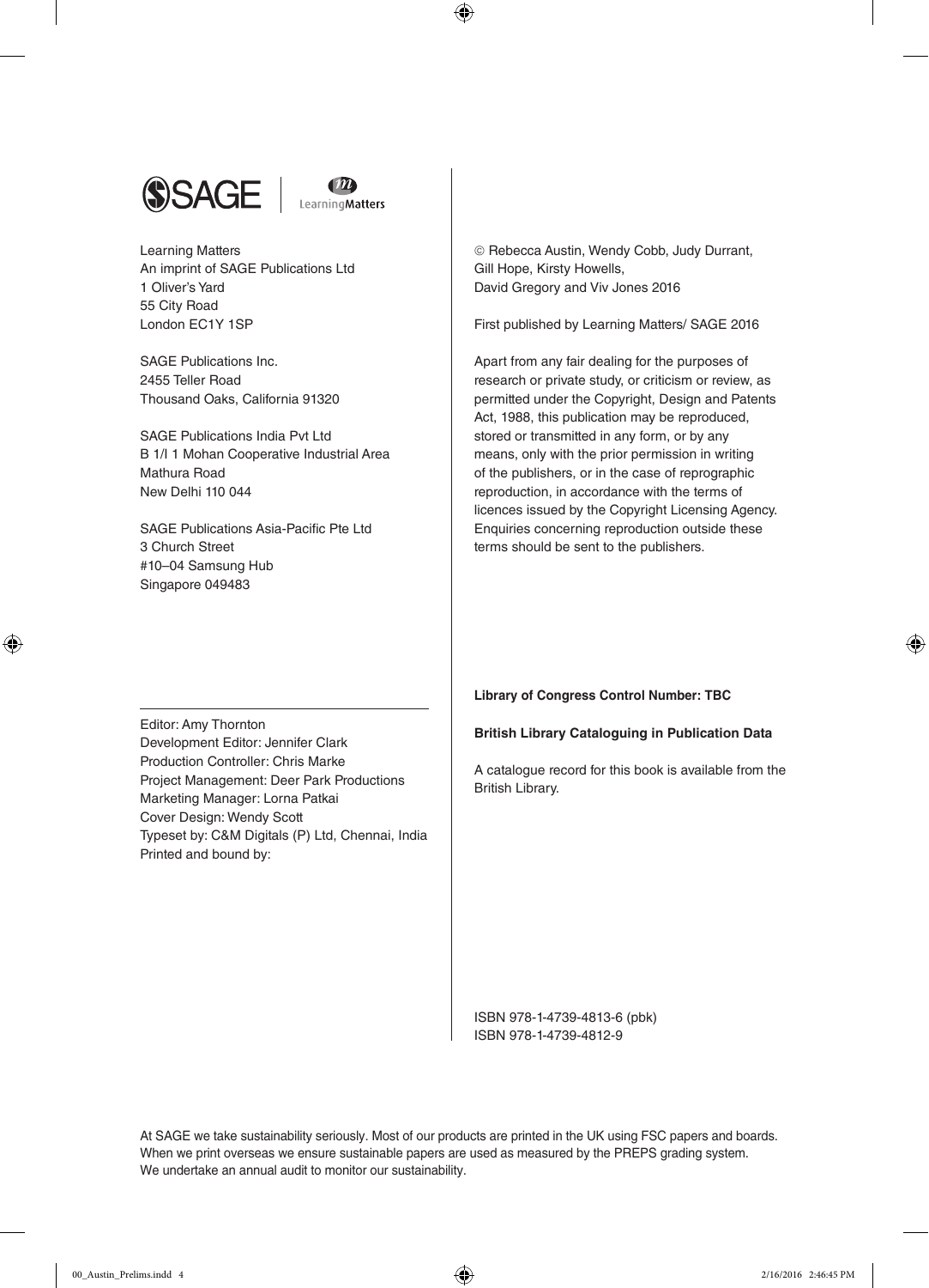Learning Matters
An imprint of SAGE Publications Ltd
1 Oliver's Yard
55 City Road
London EC1Y 1SP

SAGE Publications Inc.
2455 Teller Road
Thousand Oaks, California 91320

SAGE Publications India Pvt Ltd
B 1/I 1 Mohan Cooperative Industrial Area
Mathura Road
New Delhi 110 044

SAGE Publications Asia-Pacific Pte Ltd
3 Church Street
#10–04 Samsung Hub
Singapore 049483

Editor: Amy Thornton
Development Editor: Jennifer Clark
Production Controller: Chris Marke
Project Management: Deer Park Productions
Marketing Manager: Lorna Patkai
Cover Design: Wendy Scott
Typeset by: C&M Digitals (P) Ltd, Chennai, India
Printed and bound by:

© Rebecca Austin, Wendy Cobb, Judy Durrant, Gill Hope, Kirsty Howells, David Gregory and Viv Jones 2016

First published by Learning Matters/ SAGE 2016

Apart from any fair dealing for the purposes of research or private study, or criticism or review, as permitted under the Copyright, Design and Patents Act, 1988, this publication may be reproduced, stored or transmitted in any form, or by any means, only with the prior permission in writing of the publishers, or in the case of reprographic reproduction, in accordance with the terms of licences issued by the Copyright Licensing Agency. Enquiries concerning reproduction outside these terms should be sent to the publishers.

**Library of Congress Control Number: TBC**

**British Library Cataloguing in Publication Data**

A catalogue record for this book is available from the British Library.

ISBN 978-1-4739-4813-6 (pbk)
ISBN 978-1-4739-4812-9

At SAGE we take sustainability seriously. Most of our products are printed in the UK using FSC papers and boards. When we print overseas we ensure sustainable papers are used as measured by the PREPS grading system. We undertake an annual audit to monitor our sustainability.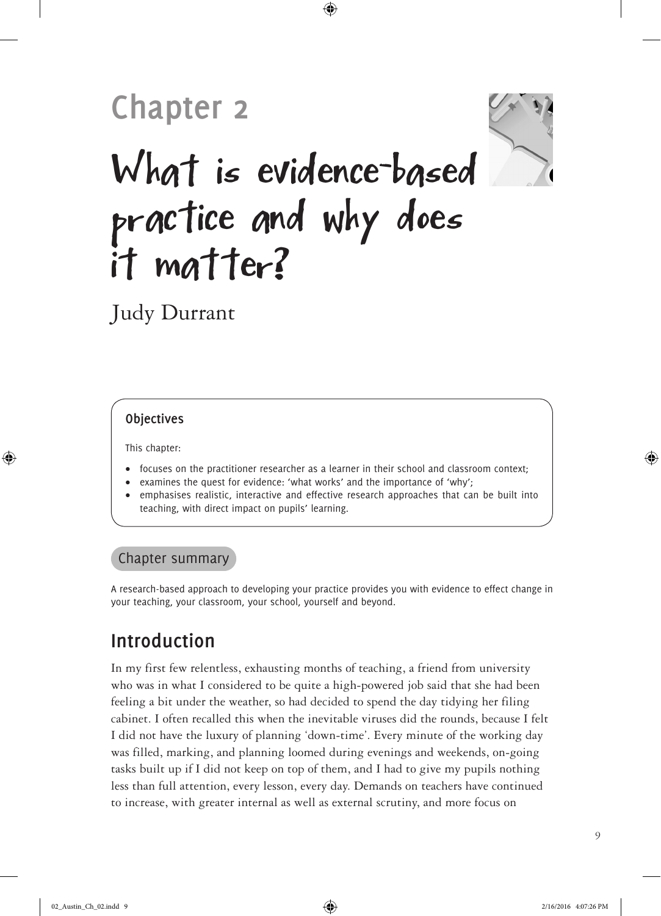# Chapter 2

# What is evidence-based practice and why does it matter?

Judy Durrant

### Objectives

This chapter:

- focuses on the practitioner researcher as a learner in their school and classroom context;
- examines the quest for evidence: 'what works' and the importance of 'why';
- emphasises realistic, interactive and effective research approaches that can be built into teaching, with direct impact on pupils' learning.

### Chapter summary

A research-based approach to developing your practice provides you with evidence to effect change in your teaching, your classroom, your school, yourself and beyond.

## Introduction

In my first few relentless, exhausting months of teaching, a friend from university who was in what I considered to be quite a high-powered job said that she had been feeling a bit under the weather, so had decided to spend the day tidying her filing cabinet. I often recalled this when the inevitable viruses did the rounds, because I felt I did not have the luxury of planning 'down-time'. Every minute of the working day was filled, marking, and planning loomed during evenings and weekends, on-going tasks built up if I did not keep on top of them, and I had to give my pupils nothing less than full attention, every lesson, every day. Demands on teachers have continued to increase, with greater internal as well as external scrutiny, and more focus on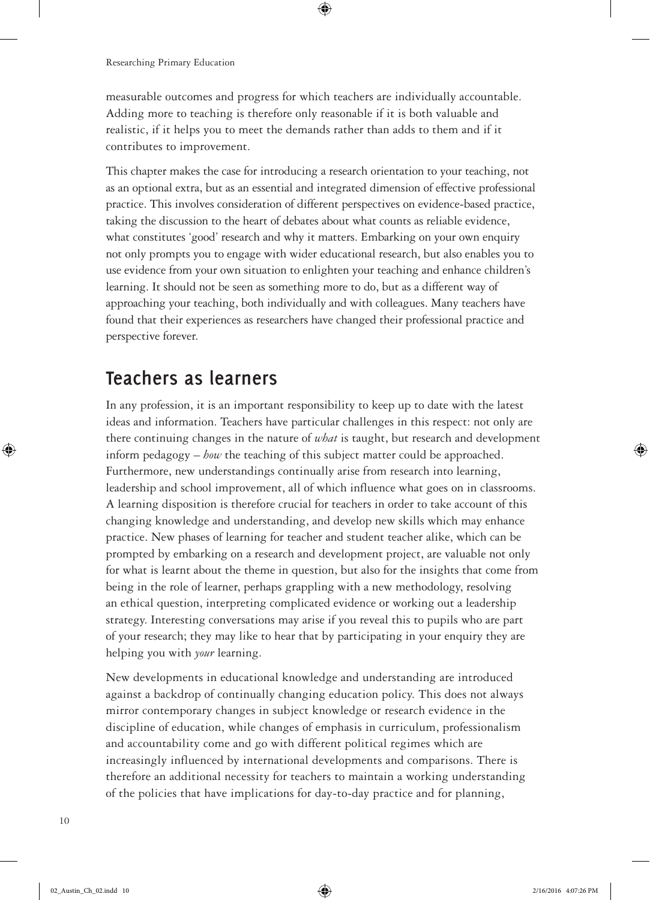measurable outcomes and progress for which teachers are individually accountable. Adding more to teaching is therefore only reasonable if it is both valuable and realistic, if it helps you to meet the demands rather than adds to them and if it contributes to improvement.

This chapter makes the case for introducing a research orientation to your teaching, not as an optional extra, but as an essential and integrated dimension of effective professional practice. This involves consideration of different perspectives on evidence-based practice, taking the discussion to the heart of debates about what counts as reliable evidence, what constitutes 'good' research and why it matters. Embarking on your own enquiry not only prompts you to engage with wider educational research, but also enables you to use evidence from your own situation to enlighten your teaching and enhance children's learning. It should not be seen as something more to do, but as a different way of approaching your teaching, both individually and with colleagues. Many teachers have found that their experiences as researchers have changed their professional practice and perspective forever.

## Teachers as learners

In any profession, it is an important responsibility to keep up to date with the latest ideas and information. Teachers have particular challenges in this respect: not only are there continuing changes in the nature of *what* is taught, but research and development inform pedagogy – *how* the teaching of this subject matter could be approached. Furthermore, new understandings continually arise from research into learning, leadership and school improvement, all of which influence what goes on in classrooms. A learning disposition is therefore crucial for teachers in order to take account of this changing knowledge and understanding, and develop new skills which may enhance practice. New phases of learning for teacher and student teacher alike, which can be prompted by embarking on a research and development project, are valuable not only for what is learnt about the theme in question, but also for the insights that come from being in the role of learner, perhaps grappling with a new methodology, resolving an ethical question, interpreting complicated evidence or working out a leadership strategy. Interesting conversations may arise if you reveal this to pupils who are part of your research; they may like to hear that by participating in your enquiry they are helping you with *your* learning.

New developments in educational knowledge and understanding are introduced against a backdrop of continually changing education policy. This does not always mirror contemporary changes in subject knowledge or research evidence in the discipline of education, while changes of emphasis in curriculum, professionalism and accountability come and go with different political regimes which are increasingly influenced by international developments and comparisons. There is therefore an additional necessity for teachers to maintain a working understanding of the policies that have implications for day-to-day practice and for planning,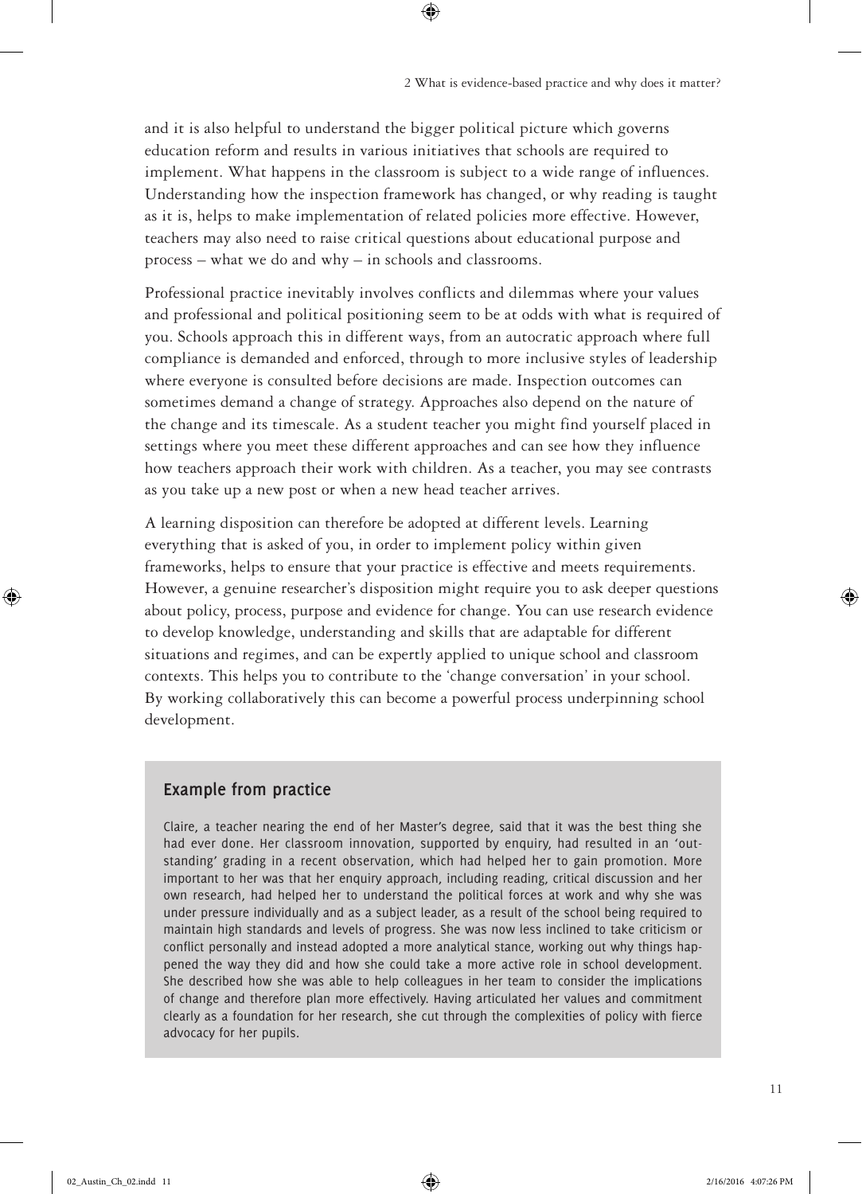and it is also helpful to understand the bigger political picture which governs education reform and results in various initiatives that schools are required to implement. What happens in the classroom is subject to a wide range of influences. Understanding how the inspection framework has changed, or why reading is taught as it is, helps to make implementation of related policies more effective. However, teachers may also need to raise critical questions about educational purpose and process – what we do and why – in schools and classrooms.

Professional practice inevitably involves conflicts and dilemmas where your values and professional and political positioning seem to be at odds with what is required of you. Schools approach this in different ways, from an autocratic approach where full compliance is demanded and enforced, through to more inclusive styles of leadership where everyone is consulted before decisions are made. Inspection outcomes can sometimes demand a change of strategy. Approaches also depend on the nature of the change and its timescale. As a student teacher you might find yourself placed in settings where you meet these different approaches and can see how they influence how teachers approach their work with children. As a teacher, you may see contrasts as you take up a new post or when a new head teacher arrives.

A learning disposition can therefore be adopted at different levels. Learning everything that is asked of you, in order to implement policy within given frameworks, helps to ensure that your practice is effective and meets requirements. However, a genuine researcher's disposition might require you to ask deeper questions about policy, process, purpose and evidence for change. You can use research evidence to develop knowledge, understanding and skills that are adaptable for different situations and regimes, and can be expertly applied to unique school and classroom contexts. This helps you to contribute to the 'change conversation' in your school. By working collaboratively this can become a powerful process underpinning school development.

### Example from practice

Claire, a teacher nearing the end of her Master's degree, said that it was the best thing she had ever done. Her classroom innovation, supported by enquiry, had resulted in an 'outstanding' grading in a recent observation, which had helped her to gain promotion. More important to her was that her enquiry approach, including reading, critical discussion and her own research, had helped her to understand the political forces at work and why she was under pressure individually and as a subject leader, as a result of the school being required to maintain high standards and levels of progress. She was now less inclined to take criticism or conflict personally and instead adopted a more analytical stance, working out why things happened the way they did and how she could take a more active role in school development. She described how she was able to help colleagues in her team to consider the implications of change and therefore plan more effectively. Having articulated her values and commitment clearly as a foundation for her research, she cut through the complexities of policy with fierce advocacy for her pupils.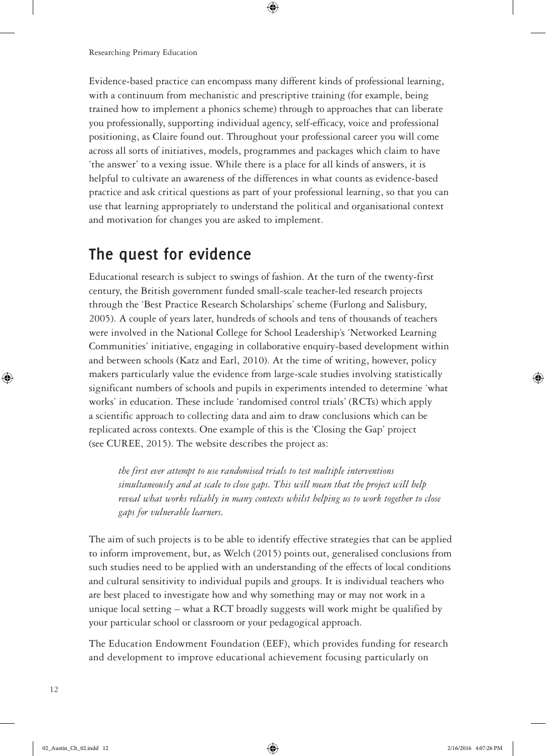Evidence-based practice can encompass many different kinds of professional learning, with a continuum from mechanistic and prescriptive training (for example, being trained how to implement a phonics scheme) through to approaches that can liberate you professionally, supporting individual agency, self-efficacy, voice and professional positioning, as Claire found out. Throughout your professional career you will come across all sorts of initiatives, models, programmes and packages which claim to have 'the answer' to a vexing issue. While there is a place for all kinds of answers, it is helpful to cultivate an awareness of the differences in what counts as evidence-based practice and ask critical questions as part of your professional learning, so that you can use that learning appropriately to understand the political and organisational context and motivation for changes you are asked to implement.

## The quest for evidence

Educational research is subject to swings of fashion. At the turn of the twenty-first century, the British government funded small-scale teacher-led research projects through the 'Best Practice Research Scholarships' scheme (Furlong and Salisbury, 2005). A couple of years later, hundreds of schools and tens of thousands of teachers were involved in the National College for School Leadership's 'Networked Learning Communities' initiative, engaging in collaborative enquiry-based development within and between schools (Katz and Earl, 2010). At the time of writing, however, policy makers particularly value the evidence from large-scale studies involving statistically significant numbers of schools and pupils in experiments intended to determine 'what works' in education. These include 'randomised control trials' (RCTs) which apply a scientific approach to collecting data and aim to draw conclusions which can be replicated across contexts. One example of this is the 'Closing the Gap' project (see CUREE, 2015). The website describes the project as:

> *the first ever attempt to use randomised trials to test multiple interventions simultaneously and at scale to close gaps. This will mean that the project will help reveal what works reliably in many contexts whilst helping us to work together to close gaps for vulnerable learners.*

The aim of such projects is to be able to identify effective strategies that can be applied to inform improvement, but, as Welch (2015) points out, generalised conclusions from such studies need to be applied with an understanding of the effects of local conditions and cultural sensitivity to individual pupils and groups. It is individual teachers who are best placed to investigate how and why something may or may not work in a unique local setting – what a RCT broadly suggests will work might be qualified by your particular school or classroom or your pedagogical approach.

The Education Endowment Foundation (EEF), which provides funding for research and development to improve educational achievement focusing particularly on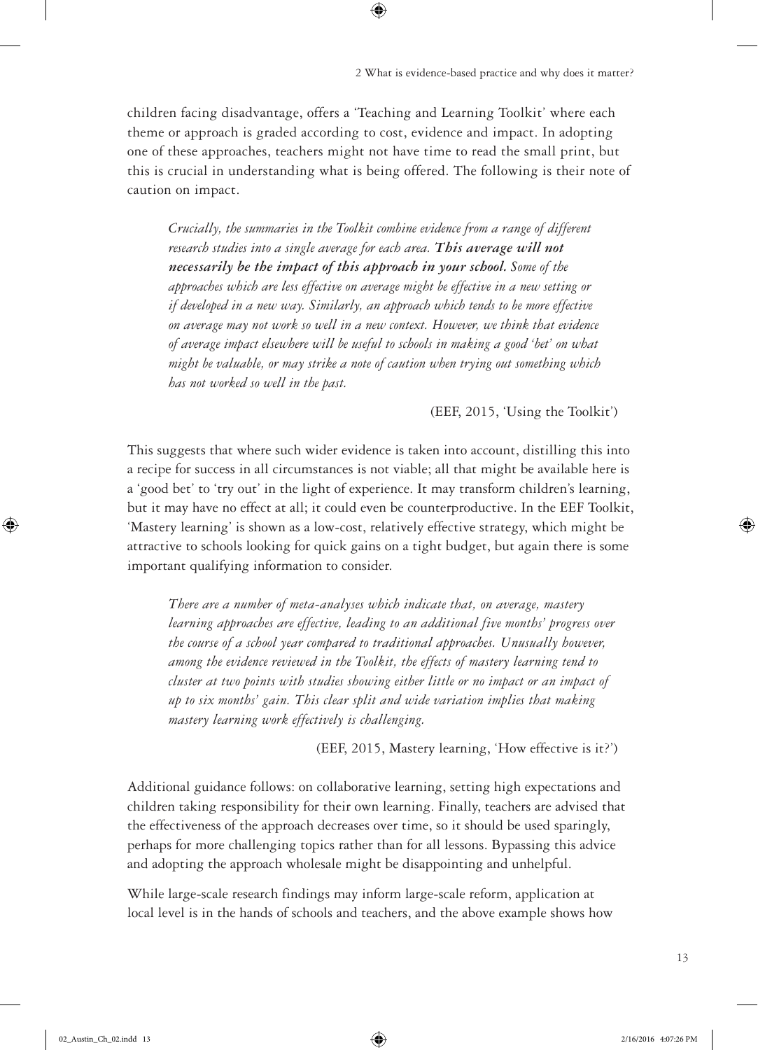children facing disadvantage, offers a 'Teaching and Learning Toolkit' where each theme or approach is graded according to cost, evidence and impact. In adopting one of these approaches, teachers might not have time to read the small print, but this is crucial in understanding what is being offered. The following is their note of caution on impact.

> *Crucially, the summaries in the Toolkit combine evidence from a range of different research studies into a single average for each area.* ***This average will not necessarily be the impact of this approach in your school.*** *Some of the approaches which are less effective on average might be effective in a new setting or if developed in a new way. Similarly, an approach which tends to be more effective on average may not work so well in a new context. However, we think that evidence of average impact elsewhere will be useful to schools in making a good 'bet' on what might be valuable, or may strike a note of caution when trying out something which has not worked so well in the past.*
>
> (EEF, 2015, 'Using the Toolkit')

This suggests that where such wider evidence is taken into account, distilling this into a recipe for success in all circumstances is not viable; all that might be available here is a 'good bet' to 'try out' in the light of experience. It may transform children's learning, but it may have no effect at all; it could even be counterproductive. In the EEF Toolkit, 'Mastery learning' is shown as a low-cost, relatively effective strategy, which might be attractive to schools looking for quick gains on a tight budget, but again there is some important qualifying information to consider.

> *There are a number of meta-analyses which indicate that, on average, mastery learning approaches are effective, leading to an additional five months' progress over the course of a school year compared to traditional approaches. Unusually however, among the evidence reviewed in the Toolkit, the effects of mastery learning tend to cluster at two points with studies showing either little or no impact or an impact of up to six months' gain. This clear split and wide variation implies that making mastery learning work effectively is challenging.*
>
> (EEF, 2015, Mastery learning, 'How effective is it?')

Additional guidance follows: on collaborative learning, setting high expectations and children taking responsibility for their own learning. Finally, teachers are advised that the effectiveness of the approach decreases over time, so it should be used sparingly, perhaps for more challenging topics rather than for all lessons. Bypassing this advice and adopting the approach wholesale might be disappointing and unhelpful.

While large-scale research findings may inform large-scale reform, application at local level is in the hands of schools and teachers, and the above example shows how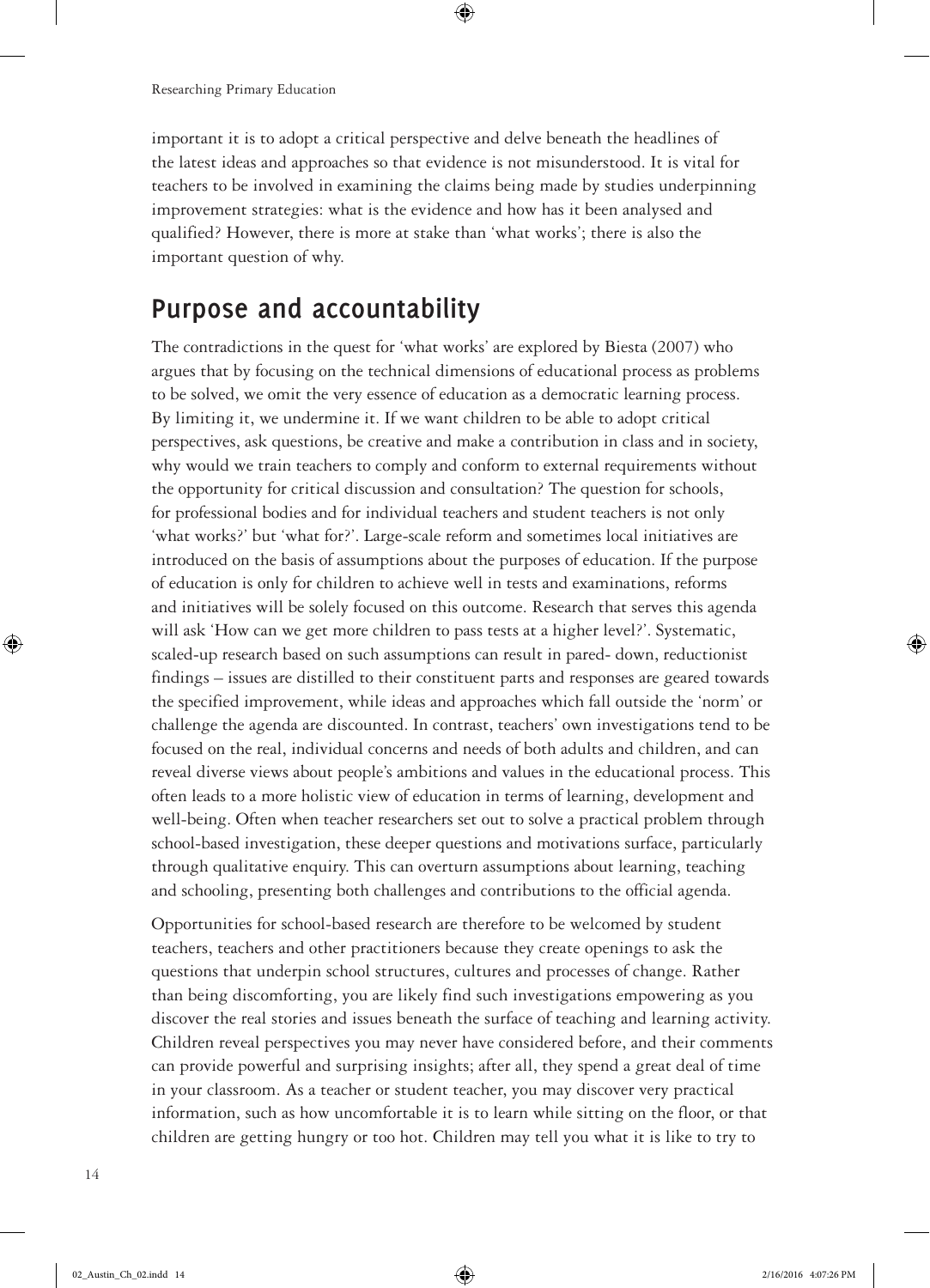important it is to adopt a critical perspective and delve beneath the headlines of the latest ideas and approaches so that evidence is not misunderstood. It is vital for teachers to be involved in examining the claims being made by studies underpinning improvement strategies: what is the evidence and how has it been analysed and qualified? However, there is more at stake than 'what works'; there is also the important question of why.

## Purpose and accountability

The contradictions in the quest for 'what works' are explored by Biesta (2007) who argues that by focusing on the technical dimensions of educational process as problems to be solved, we omit the very essence of education as a democratic learning process. By limiting it, we undermine it. If we want children to be able to adopt critical perspectives, ask questions, be creative and make a contribution in class and in society, why would we train teachers to comply and conform to external requirements without the opportunity for critical discussion and consultation? The question for schools, for professional bodies and for individual teachers and student teachers is not only 'what works?' but 'what for?'. Large-scale reform and sometimes local initiatives are introduced on the basis of assumptions about the purposes of education. If the purpose of education is only for children to achieve well in tests and examinations, reforms and initiatives will be solely focused on this outcome. Research that serves this agenda will ask 'How can we get more children to pass tests at a higher level?'. Systematic, scaled-up research based on such assumptions can result in pared- down, reductionist findings – issues are distilled to their constituent parts and responses are geared towards the specified improvement, while ideas and approaches which fall outside the 'norm' or challenge the agenda are discounted. In contrast, teachers' own investigations tend to be focused on the real, individual concerns and needs of both adults and children, and can reveal diverse views about people's ambitions and values in the educational process. This often leads to a more holistic view of education in terms of learning, development and well-being. Often when teacher researchers set out to solve a practical problem through school-based investigation, these deeper questions and motivations surface, particularly through qualitative enquiry. This can overturn assumptions about learning, teaching and schooling, presenting both challenges and contributions to the official agenda.

Opportunities for school-based research are therefore to be welcomed by student teachers, teachers and other practitioners because they create openings to ask the questions that underpin school structures, cultures and processes of change. Rather than being discomforting, you are likely find such investigations empowering as you discover the real stories and issues beneath the surface of teaching and learning activity. Children reveal perspectives you may never have considered before, and their comments can provide powerful and surprising insights; after all, they spend a great deal of time in your classroom. As a teacher or student teacher, you may discover very practical information, such as how uncomfortable it is to learn while sitting on the floor, or that children are getting hungry or too hot. Children may tell you what it is like to try to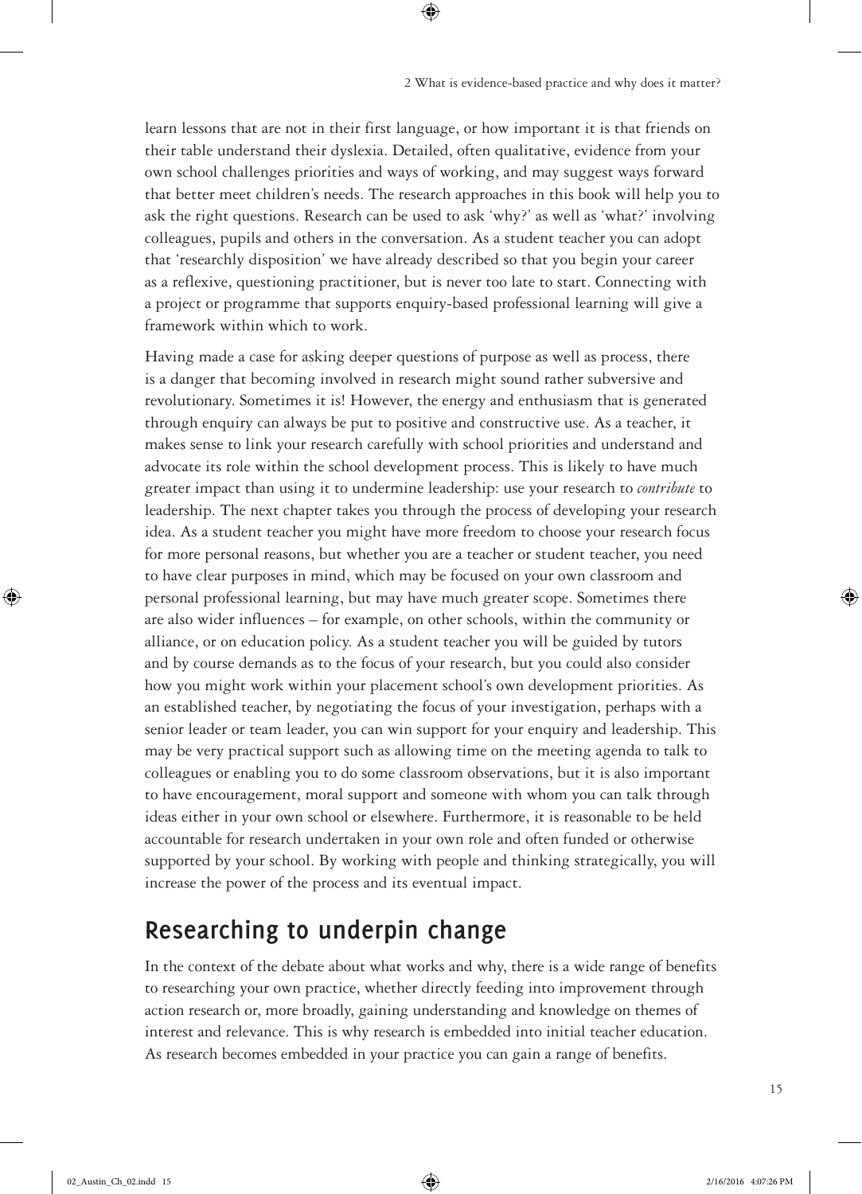learn lessons that are not in their first language, or how important it is that friends on their table understand their dyslexia. Detailed, often qualitative, evidence from your own school challenges priorities and ways of working, and may suggest ways forward that better meet children's needs. The research approaches in this book will help you to ask the right questions. Research can be used to ask 'why?' as well as 'what?' involving colleagues, pupils and others in the conversation. As a student teacher you can adopt that 'researchly disposition' we have already described so that you begin your career as a reflexive, questioning practitioner, but is never too late to start. Connecting with a project or programme that supports enquiry-based professional learning will give a framework within which to work.

Having made a case for asking deeper questions of purpose as well as process, there is a danger that becoming involved in research might sound rather subversive and revolutionary. Sometimes it is! However, the energy and enthusiasm that is generated through enquiry can always be put to positive and constructive use. As a teacher, it makes sense to link your research carefully with school priorities and understand and advocate its role within the school development process. This is likely to have much greater impact than using it to undermine leadership: use your research to *contribute* to leadership. The next chapter takes you through the process of developing your research idea. As a student teacher you might have more freedom to choose your research focus for more personal reasons, but whether you are a teacher or student teacher, you need to have clear purposes in mind, which may be focused on your own classroom and personal professional learning, but may have much greater scope. Sometimes there are also wider influences – for example, on other schools, within the community or alliance, or on education policy. As a student teacher you will be guided by tutors and by course demands as to the focus of your research, but you could also consider how you might work within your placement school's own development priorities. As an established teacher, by negotiating the focus of your investigation, perhaps with a senior leader or team leader, you can win support for your enquiry and leadership. This may be very practical support such as allowing time on the meeting agenda to talk to colleagues or enabling you to do some classroom observations, but it is also important to have encouragement, moral support and someone with whom you can talk through ideas either in your own school or elsewhere. Furthermore, it is reasonable to be held accountable for research undertaken in your own role and often funded or otherwise supported by your school. By working with people and thinking strategically, you will increase the power of the process and its eventual impact.

## Researching to underpin change

In the context of the debate about what works and why, there is a wide range of benefits to researching your own practice, whether directly feeding into improvement through action research or, more broadly, gaining understanding and knowledge on themes of interest and relevance. This is why research is embedded into initial teacher education. As research becomes embedded in your practice you can gain a range of benefits.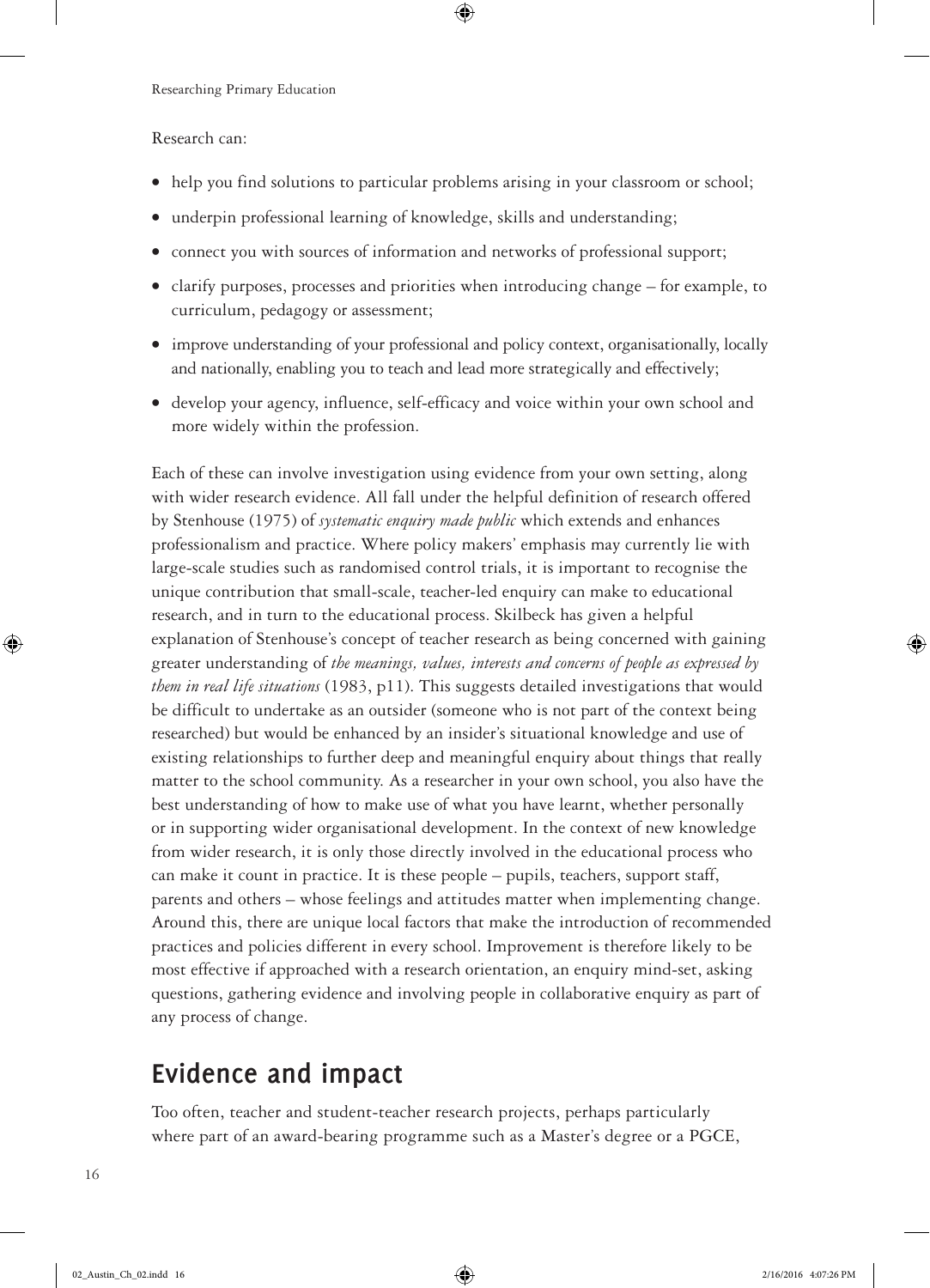Research can:

- help you find solutions to particular problems arising in your classroom or school;
- underpin professional learning of knowledge, skills and understanding;
- connect you with sources of information and networks of professional support;
- clarify purposes, processes and priorities when introducing change – for example, to curriculum, pedagogy or assessment;
- improve understanding of your professional and policy context, organisationally, locally and nationally, enabling you to teach and lead more strategically and effectively;
- develop your agency, influence, self-efficacy and voice within your own school and more widely within the profession.

Each of these can involve investigation using evidence from your own setting, along with wider research evidence. All fall under the helpful definition of research offered by Stenhouse (1975) of *systematic enquiry made public* which extends and enhances professionalism and practice. Where policy makers' emphasis may currently lie with large-scale studies such as randomised control trials, it is important to recognise the unique contribution that small-scale, teacher-led enquiry can make to educational research, and in turn to the educational process. Skilbeck has given a helpful explanation of Stenhouse's concept of teacher research as being concerned with gaining greater understanding of *the meanings, values, interests and concerns of people as expressed by them in real life situations* (1983, p11). This suggests detailed investigations that would be difficult to undertake as an outsider (someone who is not part of the context being researched) but would be enhanced by an insider's situational knowledge and use of existing relationships to further deep and meaningful enquiry about things that really matter to the school community. As a researcher in your own school, you also have the best understanding of how to make use of what you have learnt, whether personally or in supporting wider organisational development. In the context of new knowledge from wider research, it is only those directly involved in the educational process who can make it count in practice. It is these people – pupils, teachers, support staff, parents and others – whose feelings and attitudes matter when implementing change. Around this, there are unique local factors that make the introduction of recommended practices and policies different in every school. Improvement is therefore likely to be most effective if approached with a research orientation, an enquiry mind-set, asking questions, gathering evidence and involving people in collaborative enquiry as part of any process of change.

## Evidence and impact

Too often, teacher and student-teacher research projects, perhaps particularly where part of an award-bearing programme such as a Master's degree or a PGCE,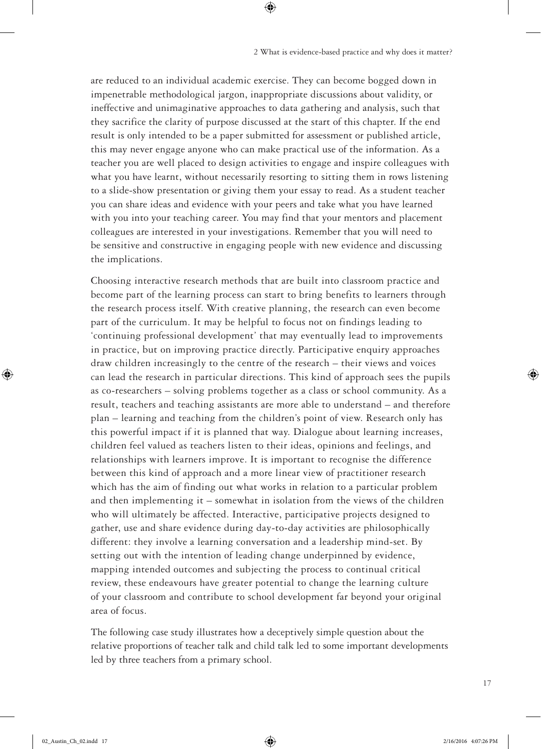are reduced to an individual academic exercise. They can become bogged down in impenetrable methodological jargon, inappropriate discussions about validity, or ineffective and unimaginative approaches to data gathering and analysis, such that they sacrifice the clarity of purpose discussed at the start of this chapter. If the end result is only intended to be a paper submitted for assessment or published article, this may never engage anyone who can make practical use of the information. As a teacher you are well placed to design activities to engage and inspire colleagues with what you have learnt, without necessarily resorting to sitting them in rows listening to a slide-show presentation or giving them your essay to read. As a student teacher you can share ideas and evidence with your peers and take what you have learned with you into your teaching career. You may find that your mentors and placement colleagues are interested in your investigations. Remember that you will need to be sensitive and constructive in engaging people with new evidence and discussing the implications.

Choosing interactive research methods that are built into classroom practice and become part of the learning process can start to bring benefits to learners through the research process itself. With creative planning, the research can even become part of the curriculum. It may be helpful to focus not on findings leading to 'continuing professional development' that may eventually lead to improvements in practice, but on improving practice directly. Participative enquiry approaches draw children increasingly to the centre of the research – their views and voices can lead the research in particular directions. This kind of approach sees the pupils as co-researchers – solving problems together as a class or school community. As a result, teachers and teaching assistants are more able to understand – and therefore plan – learning and teaching from the children's point of view. Research only has this powerful impact if it is planned that way. Dialogue about learning increases, children feel valued as teachers listen to their ideas, opinions and feelings, and relationships with learners improve. It is important to recognise the difference between this kind of approach and a more linear view of practitioner research which has the aim of finding out what works in relation to a particular problem and then implementing it – somewhat in isolation from the views of the children who will ultimately be affected. Interactive, participative projects designed to gather, use and share evidence during day-to-day activities are philosophically different: they involve a learning conversation and a leadership mind-set. By setting out with the intention of leading change underpinned by evidence, mapping intended outcomes and subjecting the process to continual critical review, these endeavours have greater potential to change the learning culture of your classroom and contribute to school development far beyond your original area of focus.

The following case study illustrates how a deceptively simple question about the relative proportions of teacher talk and child talk led to some important developments led by three teachers from a primary school.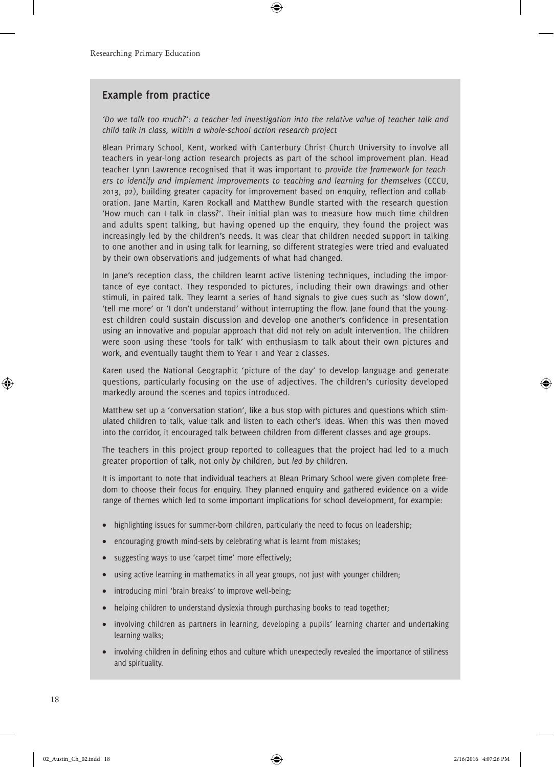## Example from practice

*'Do we talk too much?': a teacher-led investigation into the relative value of teacher talk and child talk in class, within a whole-school action research project*

Blean Primary School, Kent, worked with Canterbury Christ Church University to involve all teachers in year-long action research projects as part of the school improvement plan. Head teacher Lynn Lawrence recognised that it was important to *provide the framework for teachers to identify and implement improvements to teaching and learning for themselves* (CCCU, 2013, p2), building greater capacity for improvement based on enquiry, reflection and collaboration. Jane Martin, Karen Rockall and Matthew Bundle started with the research question 'How much can I talk in class?'. Their initial plan was to measure how much time children and adults spent talking, but having opened up the enquiry, they found the project was increasingly led by the children's needs. It was clear that children needed support in talking to one another and in using talk for learning, so different strategies were tried and evaluated by their own observations and judgements of what had changed.

In Jane's reception class, the children learnt active listening techniques, including the importance of eye contact. They responded to pictures, including their own drawings and other stimuli, in paired talk. They learnt a series of hand signals to give cues such as 'slow down', 'tell me more' or 'I don't understand' without interrupting the flow. Jane found that the youngest children could sustain discussion and develop one another's confidence in presentation using an innovative and popular approach that did not rely on adult intervention. The children were soon using these 'tools for talk' with enthusiasm to talk about their own pictures and work, and eventually taught them to Year 1 and Year 2 classes.

Karen used the National Geographic 'picture of the day' to develop language and generate questions, particularly focusing on the use of adjectives. The children's curiosity developed markedly around the scenes and topics introduced.

Matthew set up a 'conversation station', like a bus stop with pictures and questions which stimulated children to talk, value talk and listen to each other's ideas. When this was then moved into the corridor, it encouraged talk between children from different classes and age groups.

The teachers in this project group reported to colleagues that the project had led to a much greater proportion of talk, not only *by* children, but *led by* children.

It is important to note that individual teachers at Blean Primary School were given complete freedom to choose their focus for enquiry. They planned enquiry and gathered evidence on a wide range of themes which led to some important implications for school development, for example:

- highlighting issues for summer-born children, particularly the need to focus on leadership;
- encouraging growth mind-sets by celebrating what is learnt from mistakes;
- suggesting ways to use 'carpet time' more effectively;
- using active learning in mathematics in all year groups, not just with younger children;
- introducing mini 'brain breaks' to improve well-being;
- helping children to understand dyslexia through purchasing books to read together;
- involving children as partners in learning, developing a pupils' learning charter and undertaking learning walks;
- involving children in defining ethos and culture which unexpectedly revealed the importance of stillness and spirituality.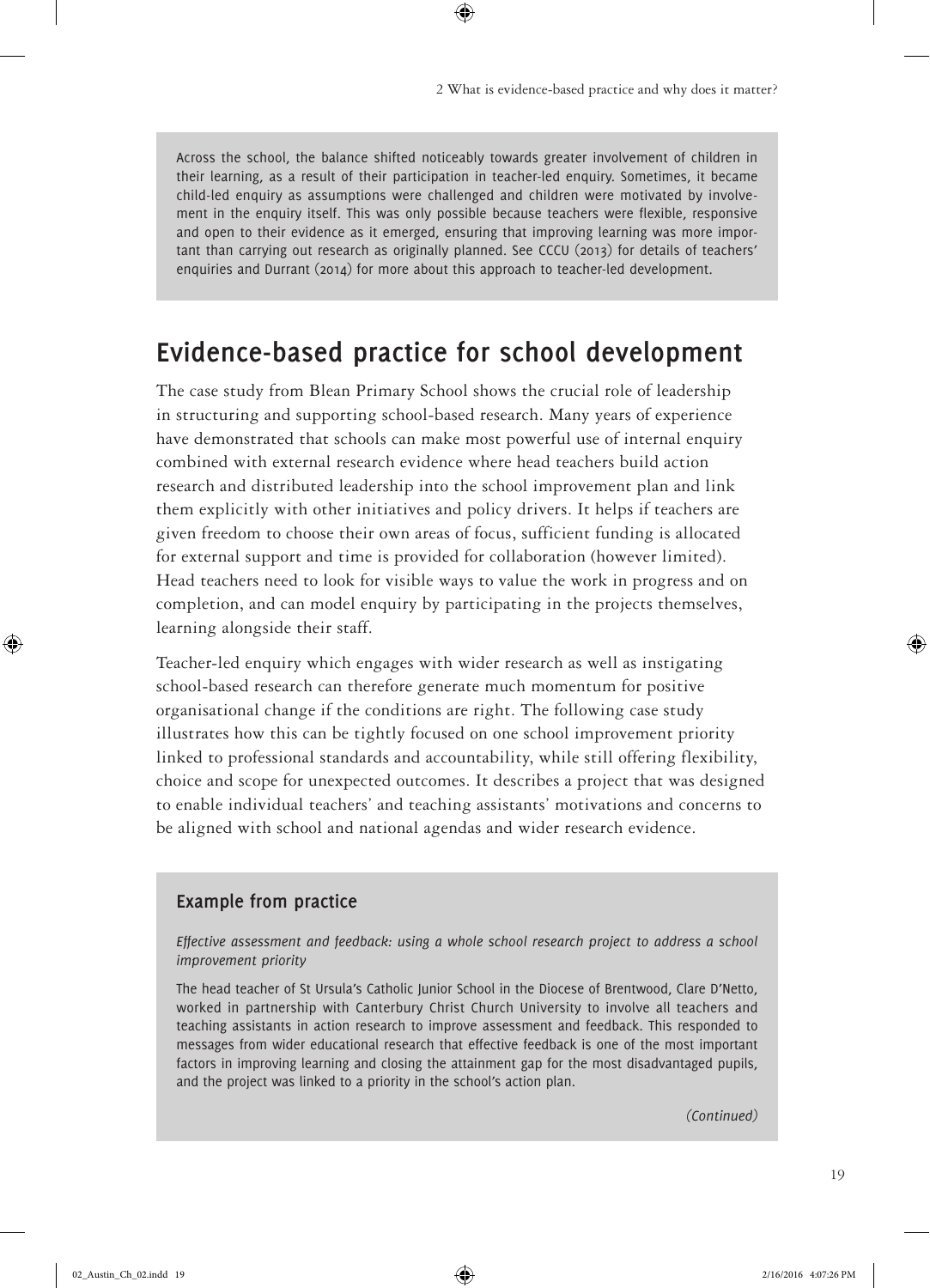Across the school, the balance shifted noticeably towards greater involvement of children in their learning, as a result of their participation in teacher-led enquiry. Sometimes, it became child-led enquiry as assumptions were challenged and children were motivated by involvement in the enquiry itself. This was only possible because teachers were flexible, responsive and open to their evidence as it emerged, ensuring that improving learning was more important than carrying out research as originally planned. See CCCU (2013) for details of teachers' enquiries and Durrant (2014) for more about this approach to teacher-led development.

## Evidence-based practice for school development

The case study from Blean Primary School shows the crucial role of leadership in structuring and supporting school-based research. Many years of experience have demonstrated that schools can make most powerful use of internal enquiry combined with external research evidence where head teachers build action research and distributed leadership into the school improvement plan and link them explicitly with other initiatives and policy drivers. It helps if teachers are given freedom to choose their own areas of focus, sufficient funding is allocated for external support and time is provided for collaboration (however limited). Head teachers need to look for visible ways to value the work in progress and on completion, and can model enquiry by participating in the projects themselves, learning alongside their staff.

Teacher-led enquiry which engages with wider research as well as instigating school-based research can therefore generate much momentum for positive organisational change if the conditions are right. The following case study illustrates how this can be tightly focused on one school improvement priority linked to professional standards and accountability, while still offering flexibility, choice and scope for unexpected outcomes. It describes a project that was designed to enable individual teachers' and teaching assistants' motivations and concerns to be aligned with school and national agendas and wider research evidence.

### Example from practice

*Effective assessment and feedback: using a whole school research project to address a school improvement priority*

The head teacher of St Ursula's Catholic Junior School in the Diocese of Brentwood, Clare D'Netto, worked in partnership with Canterbury Christ Church University to involve all teachers and teaching assistants in action research to improve assessment and feedback. This responded to messages from wider educational research that effective feedback is one of the most important factors in improving learning and closing the attainment gap for the most disadvantaged pupils, and the project was linked to a priority in the school's action plan.

*(Continued)*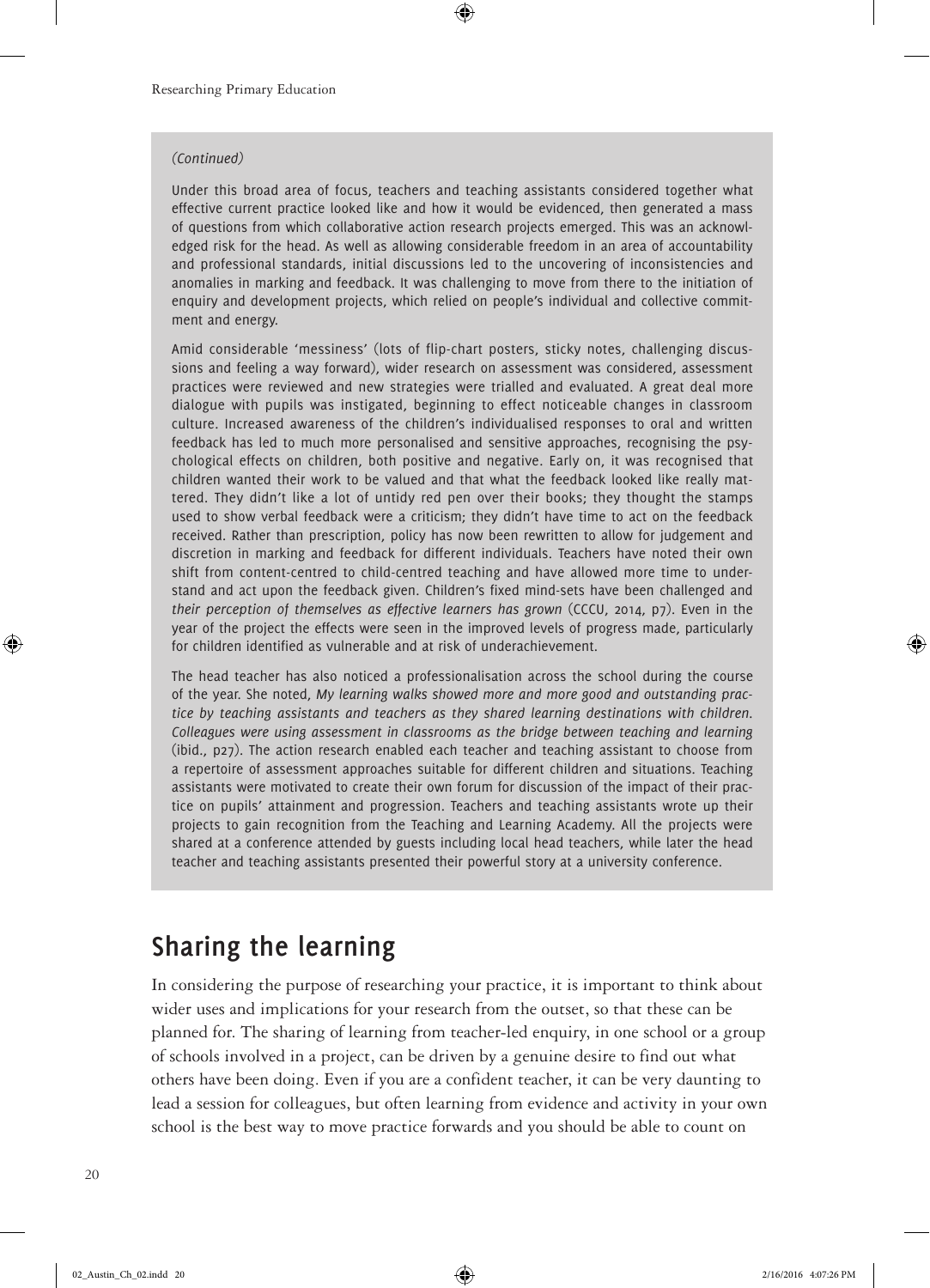*(Continued)*

Under this broad area of focus, teachers and teaching assistants considered together what effective current practice looked like and how it would be evidenced, then generated a mass of questions from which collaborative action research projects emerged. This was an acknowledged risk for the head. As well as allowing considerable freedom in an area of accountability and professional standards, initial discussions led to the uncovering of inconsistencies and anomalies in marking and feedback. It was challenging to move from there to the initiation of enquiry and development projects, which relied on people's individual and collective commitment and energy.

Amid considerable 'messiness' (lots of flip-chart posters, sticky notes, challenging discussions and feeling a way forward), wider research on assessment was considered, assessment practices were reviewed and new strategies were trialled and evaluated. A great deal more dialogue with pupils was instigated, beginning to effect noticeable changes in classroom culture. Increased awareness of the children's individualised responses to oral and written feedback has led to much more personalised and sensitive approaches, recognising the psychological effects on children, both positive and negative. Early on, it was recognised that children wanted their work to be valued and that what the feedback looked like really mattered. They didn't like a lot of untidy red pen over their books; they thought the stamps used to show verbal feedback were a criticism; they didn't have time to act on the feedback received. Rather than prescription, policy has now been rewritten to allow for judgement and discretion in marking and feedback for different individuals. Teachers have noted their own shift from content-centred to child-centred teaching and have allowed more time to understand and act upon the feedback given. Children's fixed mind-sets have been challenged and *their perception of themselves as effective learners has grown* (CCCU, 2014, p7). Even in the year of the project the effects were seen in the improved levels of progress made, particularly for children identified as vulnerable and at risk of underachievement.

The head teacher has also noticed a professionalisation across the school during the course of the year. She noted, *My learning walks showed more and more good and outstanding practice by teaching assistants and teachers as they shared learning destinations with children. Colleagues were using assessment in classrooms as the bridge between teaching and learning* (ibid., p27). The action research enabled each teacher and teaching assistant to choose from a repertoire of assessment approaches suitable for different children and situations. Teaching assistants were motivated to create their own forum for discussion of the impact of their practice on pupils' attainment and progression. Teachers and teaching assistants wrote up their projects to gain recognition from the Teaching and Learning Academy. All the projects were shared at a conference attended by guests including local head teachers, while later the head teacher and teaching assistants presented their powerful story at a university conference.

## Sharing the learning

In considering the purpose of researching your practice, it is important to think about wider uses and implications for your research from the outset, so that these can be planned for. The sharing of learning from teacher-led enquiry, in one school or a group of schools involved in a project, can be driven by a genuine desire to find out what others have been doing. Even if you are a confident teacher, it can be very daunting to lead a session for colleagues, but often learning from evidence and activity in your own school is the best way to move practice forwards and you should be able to count on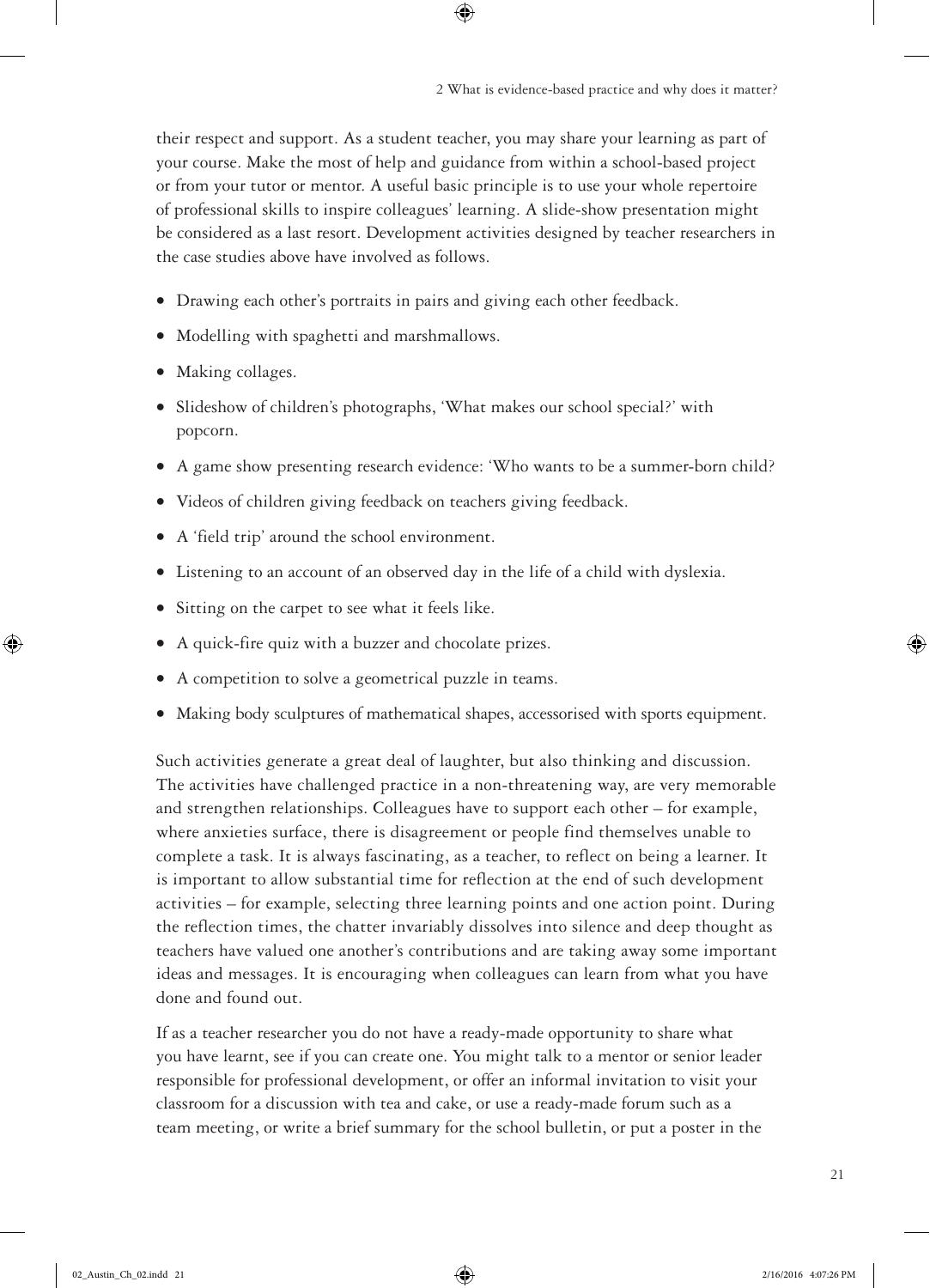their respect and support. As a student teacher, you may share your learning as part of your course. Make the most of help and guidance from within a school-based project or from your tutor or mentor. A useful basic principle is to use your whole repertoire of professional skills to inspire colleagues' learning. A slide-show presentation might be considered as a last resort. Development activities designed by teacher researchers in the case studies above have involved as follows.

- Drawing each other's portraits in pairs and giving each other feedback.
- Modelling with spaghetti and marshmallows.
- Making collages.
- Slideshow of children's photographs, 'What makes our school special?' with popcorn.
- A game show presenting research evidence: 'Who wants to be a summer-born child?
- Videos of children giving feedback on teachers giving feedback.
- A 'field trip' around the school environment.
- Listening to an account of an observed day in the life of a child with dyslexia.
- Sitting on the carpet to see what it feels like.
- A quick-fire quiz with a buzzer and chocolate prizes.
- A competition to solve a geometrical puzzle in teams.
- Making body sculptures of mathematical shapes, accessorised with sports equipment.

Such activities generate a great deal of laughter, but also thinking and discussion. The activities have challenged practice in a non-threatening way, are very memorable and strengthen relationships. Colleagues have to support each other – for example, where anxieties surface, there is disagreement or people find themselves unable to complete a task. It is always fascinating, as a teacher, to reflect on being a learner. It is important to allow substantial time for reflection at the end of such development activities – for example, selecting three learning points and one action point. During the reflection times, the chatter invariably dissolves into silence and deep thought as teachers have valued one another's contributions and are taking away some important ideas and messages. It is encouraging when colleagues can learn from what you have done and found out.

If as a teacher researcher you do not have a ready-made opportunity to share what you have learnt, see if you can create one. You might talk to a mentor or senior leader responsible for professional development, or offer an informal invitation to visit your classroom for a discussion with tea and cake, or use a ready-made forum such as a team meeting, or write a brief summary for the school bulletin, or put a poster in the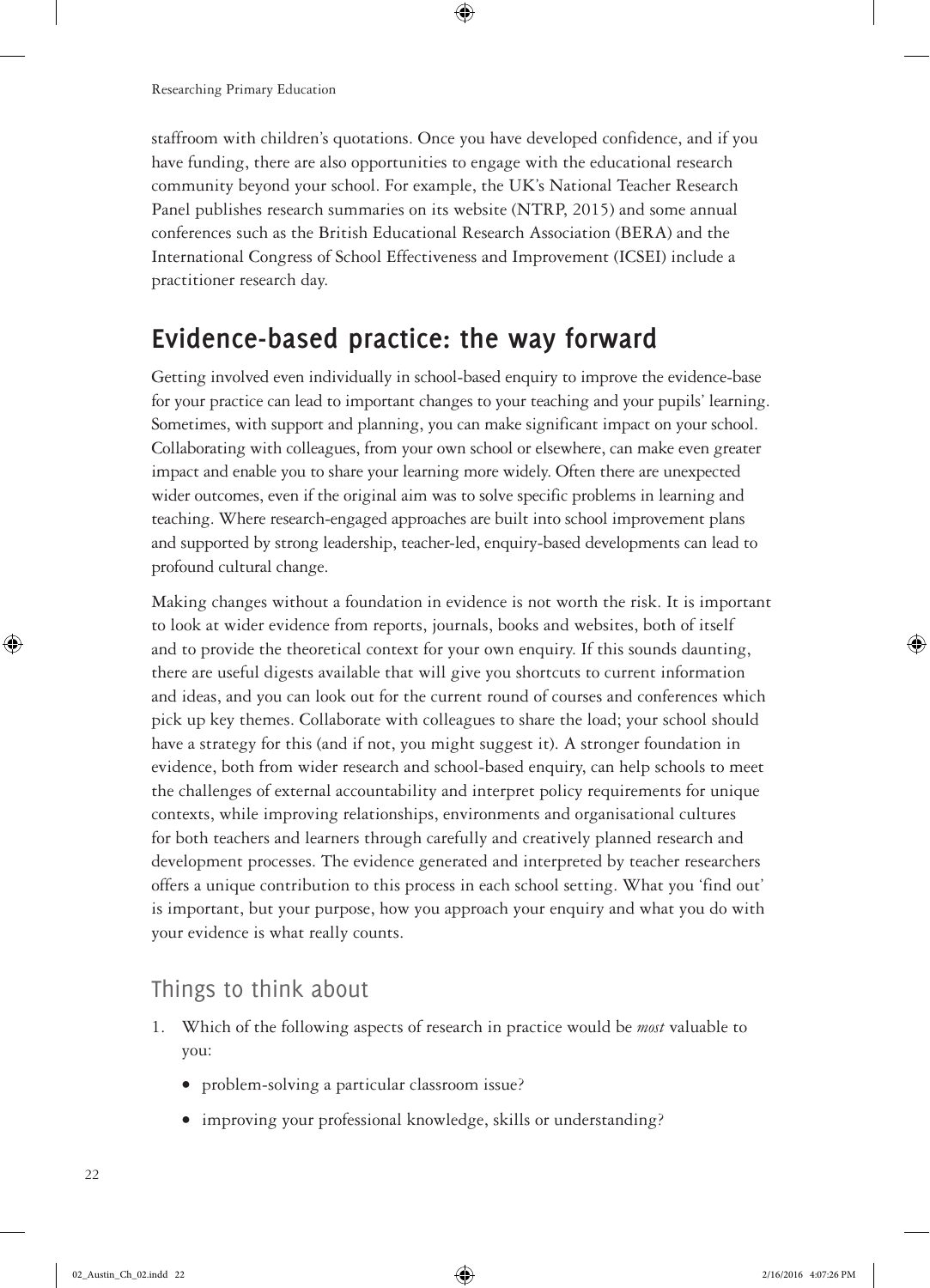staffroom with children's quotations. Once you have developed confidence, and if you have funding, there are also opportunities to engage with the educational research community beyond your school. For example, the UK's National Teacher Research Panel publishes research summaries on its website (NTRP, 2015) and some annual conferences such as the British Educational Research Association (BERA) and the International Congress of School Effectiveness and Improvement (ICSEI) include a practitioner research day.

## Evidence-based practice: the way forward

Getting involved even individually in school-based enquiry to improve the evidence-base for your practice can lead to important changes to your teaching and your pupils' learning. Sometimes, with support and planning, you can make significant impact on your school. Collaborating with colleagues, from your own school or elsewhere, can make even greater impact and enable you to share your learning more widely. Often there are unexpected wider outcomes, even if the original aim was to solve specific problems in learning and teaching. Where research-engaged approaches are built into school improvement plans and supported by strong leadership, teacher-led, enquiry-based developments can lead to profound cultural change.

Making changes without a foundation in evidence is not worth the risk. It is important to look at wider evidence from reports, journals, books and websites, both of itself and to provide the theoretical context for your own enquiry. If this sounds daunting, there are useful digests available that will give you shortcuts to current information and ideas, and you can look out for the current round of courses and conferences which pick up key themes. Collaborate with colleagues to share the load; your school should have a strategy for this (and if not, you might suggest it). A stronger foundation in evidence, both from wider research and school-based enquiry, can help schools to meet the challenges of external accountability and interpret policy requirements for unique contexts, while improving relationships, environments and organisational cultures for both teachers and learners through carefully and creatively planned research and development processes. The evidence generated and interpreted by teacher researchers offers a unique contribution to this process in each school setting. What you 'find out' is important, but your purpose, how you approach your enquiry and what you do with your evidence is what really counts.

### Things to think about

1. Which of the following aspects of research in practice would be *most* valuable to you:
   - problem-solving a particular classroom issue?
   - improving your professional knowledge, skills or understanding?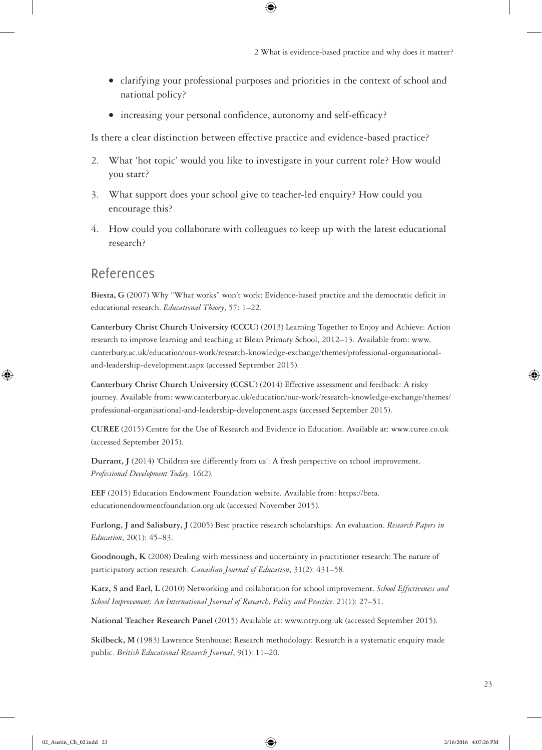- clarifying your professional purposes and priorities in the context of school and national policy?
- increasing your personal confidence, autonomy and self-efficacy?

Is there a clear distinction between effective practice and evidence-based practice?

2. What 'hot topic' would you like to investigate in your current role? How would you start?
3. What support does your school give to teacher-led enquiry? How could you encourage this?
4. How could you collaborate with colleagues to keep up with the latest educational research?

## References

**Biesta, G** (2007) Why "What works" won't work: Evidence-based practice and the democratic deficit in educational research. *Educational Theory*, 57: 1–22.

**Canterbury Christ Church University (CCCU)** (2013) Learning Together to Enjoy and Achieve: Action research to improve learning and teaching at Blean Primary School, 2012–13. Available from: www.canterbury.ac.uk/education/our-work/research-knowledge-exchange/themes/professional-organisational-and-leadership-development.aspx (accessed September 2015).

**Canterbury Christ Church University (CCSU)** (2014) Effective assessment and feedback: A risky journey. Available from: www.canterbury.ac.uk/education/our-work/research-knowledge-exchange/themes/professional-organisational-and-leadership-development.aspx (accessed September 2015).

**CUREE** (2015) Centre for the Use of Research and Evidence in Education. Available at: www.curee.co.uk (accessed September 2015).

**Durrant, J** (2014) 'Children see differently from us': A fresh perspective on school improvement. *Professional Development Today,* 16(2).

**EEF** (2015) Education Endowment Foundation website. Available from: https://beta.educationendowmentfoundation.org.uk (accessed November 2015).

**Furlong, J and Salisbury, J** (2005) Best practice research scholarships: An evaluation. *Research Papers in Education*, 20(1): 45–83.

**Goodnough, K** (2008) Dealing with messiness and uncertainty in practitioner research: The nature of participatory action research. *Canadian Journal of Education*, 31(2): 431–58.

**Katz, S and Earl, L** (2010) Networking and collaboration for school improvement. *School Effectiveness and School Improvement: An International Journal of Research, Policy and Practice*. 21(1): 27–51.

**National Teacher Research Panel** (2015) Available at: www.ntrp.org.uk (accessed September 2015).

**Skilbeck, M** (1983) Lawrence Stenhouse: Research methodology: Research is a systematic enquiry made public. *British Educational Research Journal*, 9(1): 11–20.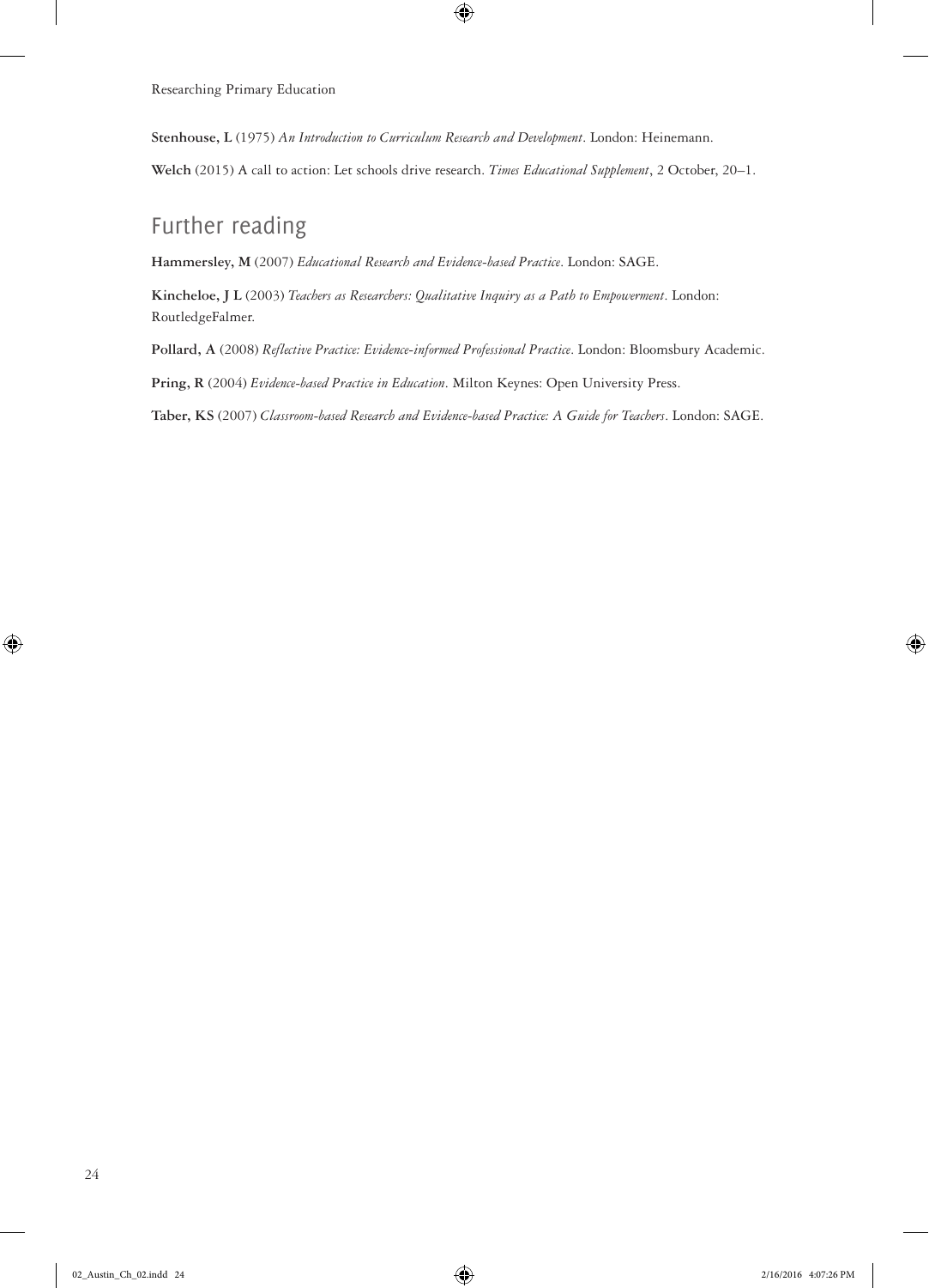**Stenhouse, L** (1975) *An Introduction to Curriculum Research and Development*. London: Heinemann.

**Welch** (2015) A call to action: Let schools drive research. *Times Educational Supplement*, 2 October, 20–1.

## Further reading

**Hammersley, M** (2007) *Educational Research and Evidence-based Practice*. London: SAGE.

**Kincheloe, J L** (2003) *Teachers as Researchers: Qualitative Inquiry as a Path to Empowerment*. London: RoutledgeFalmer.

**Pollard, A** (2008) *Reflective Practice: Evidence-informed Professional Practice*. London: Bloomsbury Academic.

**Pring, R** (2004) *Evidence-based Practice in Education*. Milton Keynes: Open University Press.

**Taber, KS** (2007) *Classroom-based Research and Evidence-based Practice: A Guide for Teachers*. London: SAGE.